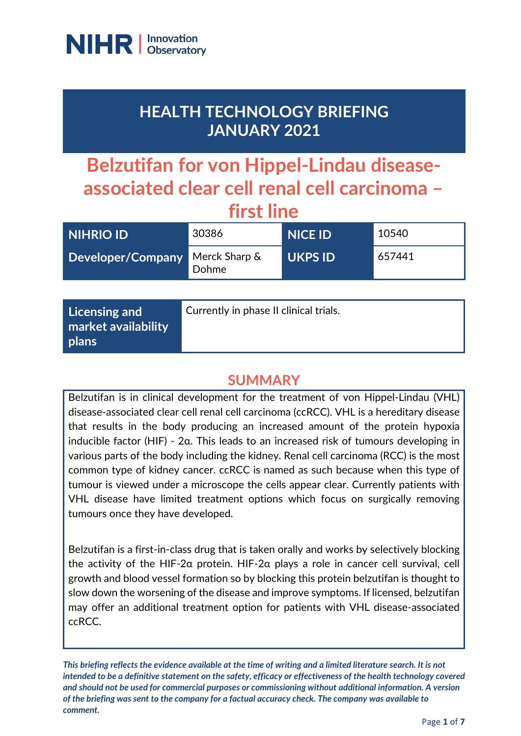NIHR | Innovation Observatory

# HEALTH TECHNOLOGY BRIEFING JANUARY 2021

# Belzutifan for von Hippel-Lindau disease-associated clear cell renal cell carcinoma – first line

| NIHRIO ID | 30386 | NICE ID | 10540 |
|---|---|---|---|
| Developer/Company | Merck Sharp & Dohme | UKPS ID | 657441 |

| Licensing and market availability plans | Currently in phase II clinical trials. |
|---|---|

## SUMMARY

Belzutifan is in clinical development for the treatment of von Hippel-Lindau (VHL) disease-associated clear cell renal cell carcinoma (ccRCC). VHL is a hereditary disease that results in the body producing an increased amount of the protein hypoxia inducible factor (HIF) - 2α. This leads to an increased risk of tumours developing in various parts of the body including the kidney. Renal cell carcinoma (RCC) is the most common type of kidney cancer. ccRCC is named as such because when this type of tumour is viewed under a microscope the cells appear clear. Currently patients with VHL disease have limited treatment options which focus on surgically removing tumours once they have developed.

Belzutifan is a first-in-class drug that is taken orally and works by selectively blocking the activity of the HIF-2α protein. HIF-2α plays a role in cancer cell survival, cell growth and blood vessel formation so by blocking this protein belzutifan is thought to slow down the worsening of the disease and improve symptoms. If licensed, belzutifan may offer an additional treatment option for patients with VHL disease-associated ccRCC.

***This briefing reflects the evidence available at the time of writing and a limited literature search. It is not intended to be a definitive statement on the safety, efficacy or effectiveness of the health technology covered and should not be used for commercial purposes or commissioning without additional information. A version of the briefing was sent to the company for a factual accuracy check. The company was available to comment.***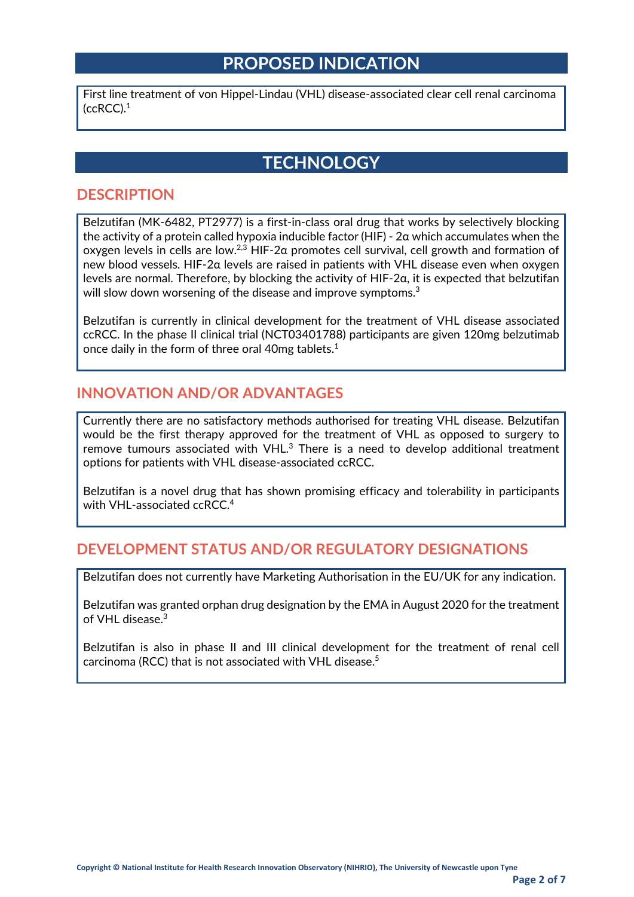# PROPOSED INDICATION

First line treatment of von Hippel-Lindau (VHL) disease-associated clear cell renal carcinoma (ccRCC).[1]

# TECHNOLOGY

## DESCRIPTION

Belzutifan (MK-6482, PT2977) is a first-in-class oral drug that works by selectively blocking the activity of a protein called hypoxia inducible factor (HIF) - 2α which accumulates when the oxygen levels in cells are low.[2,3] HIF-2α promotes cell survival, cell growth and formation of new blood vessels. HIF-2α levels are raised in patients with VHL disease even when oxygen levels are normal. Therefore, by blocking the activity of HIF-2α, it is expected that belzutifan will slow down worsening of the disease and improve symptoms.[3]

Belzutifan is currently in clinical development for the treatment of VHL disease associated ccRCC. In the phase II clinical trial (NCT03401788) participants are given 120mg belzutimab once daily in the form of three oral 40mg tablets.[1]

## INNOVATION AND/OR ADVANTAGES

Currently there are no satisfactory methods authorised for treating VHL disease. Belzutifan would be the first therapy approved for the treatment of VHL as opposed to surgery to remove tumours associated with VHL.[3] There is a need to develop additional treatment options for patients with VHL disease-associated ccRCC.

Belzutifan is a novel drug that has shown promising efficacy and tolerability in participants with VHL-associated ccRCC.[4]

## DEVELOPMENT STATUS AND/OR REGULATORY DESIGNATIONS

Belzutifan does not currently have Marketing Authorisation in the EU/UK for any indication.

Belzutifan was granted orphan drug designation by the EMA in August 2020 for the treatment of VHL disease.[3]

Belzutifan is also in phase II and III clinical development for the treatment of renal cell carcinoma (RCC) that is not associated with VHL disease.[5]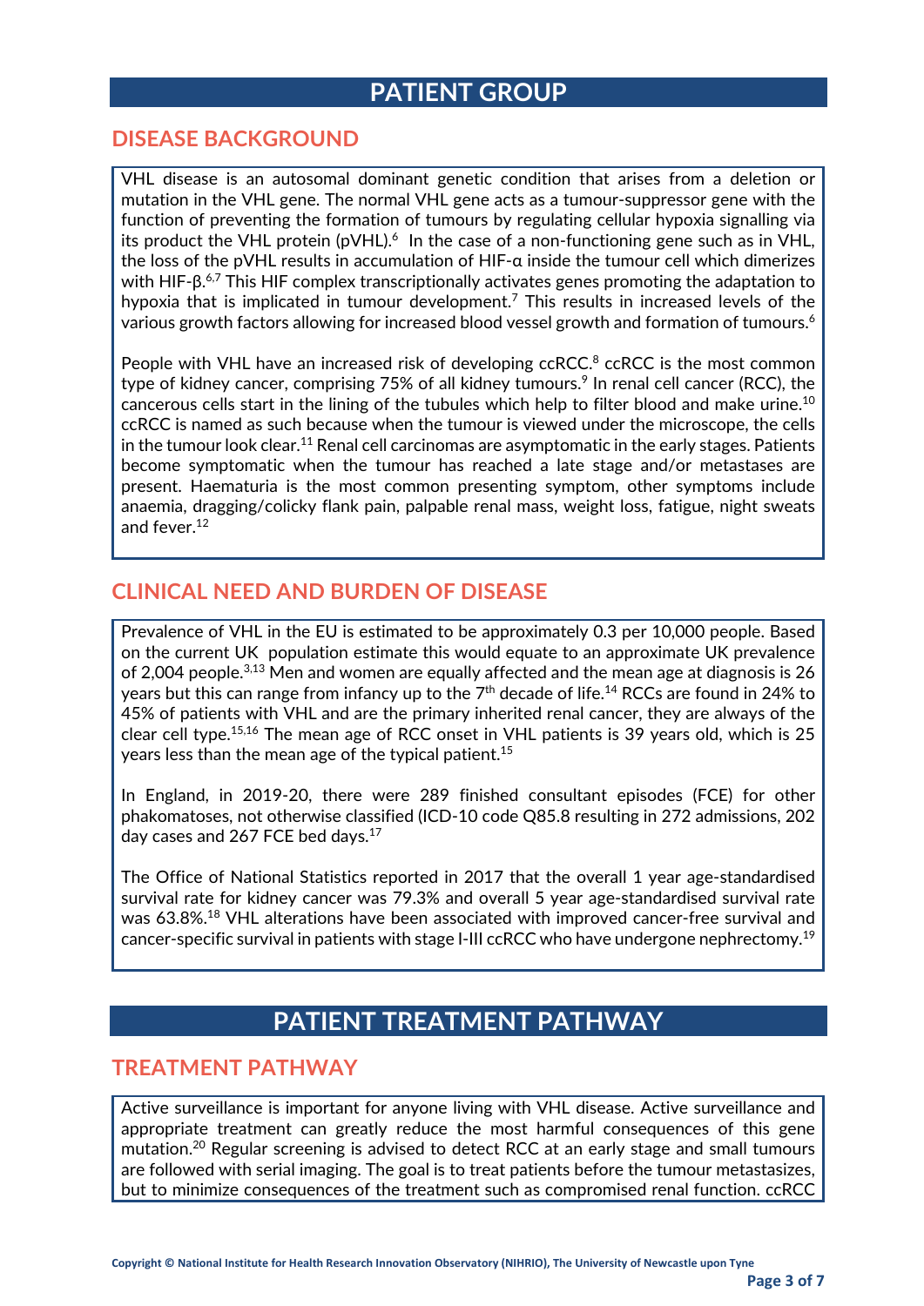# PATIENT GROUP

## DISEASE BACKGROUND

VHL disease is an autosomal dominant genetic condition that arises from a deletion or mutation in the VHL gene. The normal VHL gene acts as a tumour-suppressor gene with the function of preventing the formation of tumours by regulating cellular hypoxia signalling via its product the VHL protein (pVHL).[6] In the case of a non-functioning gene such as in VHL, the loss of the pVHL results in accumulation of HIF-α inside the tumour cell which dimerizes with HIF-β.[6,7] This HIF complex transcriptionally activates genes promoting the adaptation to hypoxia that is implicated in tumour development.[7] This results in increased levels of the various growth factors allowing for increased blood vessel growth and formation of tumours.[6]

People with VHL have an increased risk of developing ccRCC.[8] ccRCC is the most common type of kidney cancer, comprising 75% of all kidney tumours.[9] In renal cell cancer (RCC), the cancerous cells start in the lining of the tubules which help to filter blood and make urine.[10] ccRCC is named as such because when the tumour is viewed under the microscope, the cells in the tumour look clear.[11] Renal cell carcinomas are asymptomatic in the early stages. Patients become symptomatic when the tumour has reached a late stage and/or metastases are present. Haematuria is the most common presenting symptom, other symptoms include anaemia, dragging/colicky flank pain, palpable renal mass, weight loss, fatigue, night sweats and fever.[12]

## CLINICAL NEED AND BURDEN OF DISEASE

Prevalence of VHL in the EU is estimated to be approximately 0.3 per 10,000 people. Based on the current UK population estimate this would equate to an approximate UK prevalence of 2,004 people.[3,13] Men and women are equally affected and the mean age at diagnosis is 26 years but this can range from infancy up to the 7th decade of life.[14] RCCs are found in 24% to 45% of patients with VHL and are the primary inherited renal cancer, they are always of the clear cell type.[15,16] The mean age of RCC onset in VHL patients is 39 years old, which is 25 years less than the mean age of the typical patient.[15]

In England, in 2019-20, there were 289 finished consultant episodes (FCE) for other phakomatoses, not otherwise classified (ICD-10 code Q85.8 resulting in 272 admissions, 202 day cases and 267 FCE bed days.[17]

The Office of National Statistics reported in 2017 that the overall 1 year age-standardised survival rate for kidney cancer was 79.3% and overall 5 year age-standardised survival rate was 63.8%.[18] VHL alterations have been associated with improved cancer-free survival and cancer-specific survival in patients with stage I-III ccRCC who have undergone nephrectomy.[19]

# PATIENT TREATMENT PATHWAY

## TREATMENT PATHWAY

Active surveillance is important for anyone living with VHL disease. Active surveillance and appropriate treatment can greatly reduce the most harmful consequences of this gene mutation.[20] Regular screening is advised to detect RCC at an early stage and small tumours are followed with serial imaging. The goal is to treat patients before the tumour metastasizes, but to minimize consequences of the treatment such as compromised renal function. ccRCC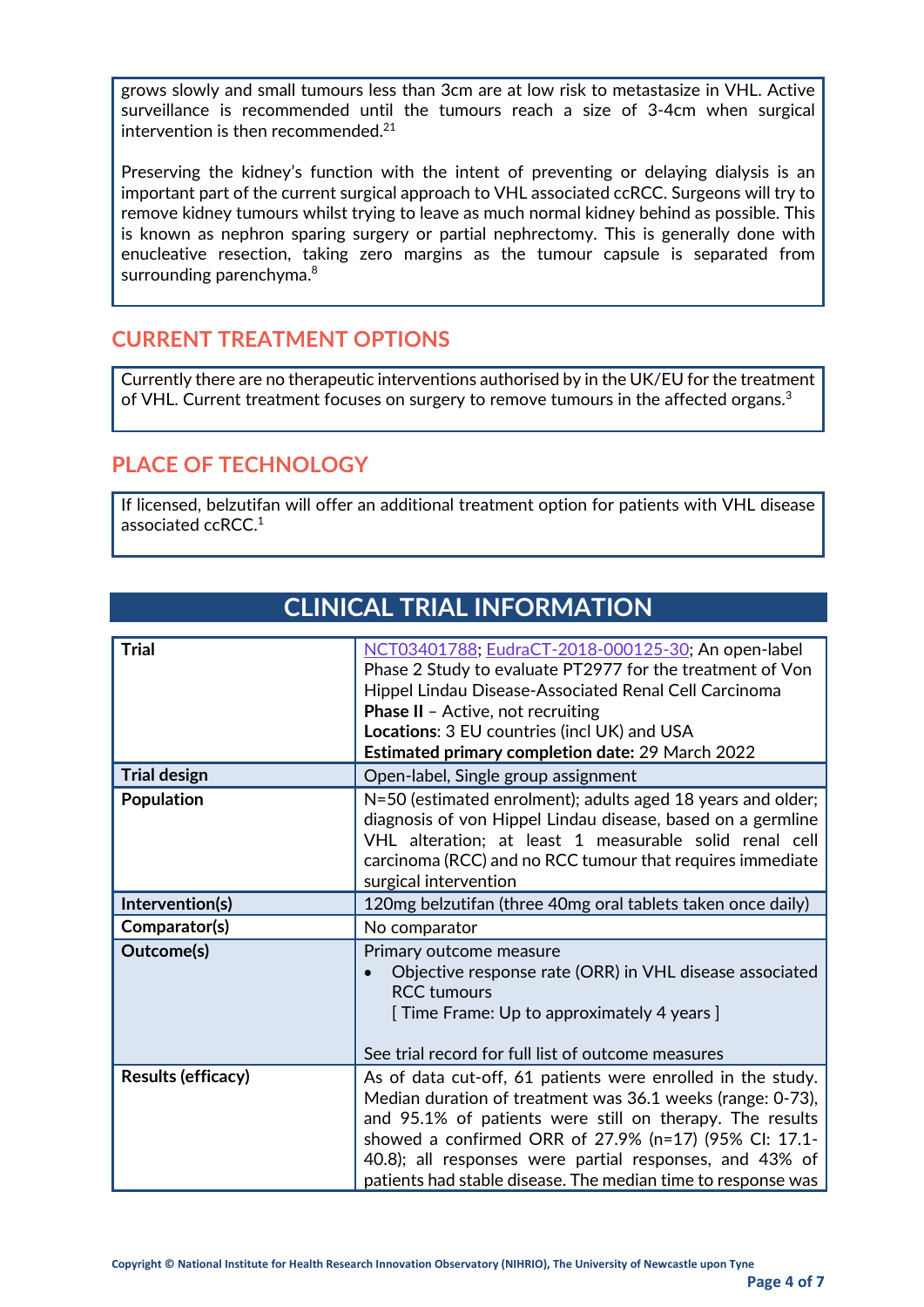grows slowly and small tumours less than 3cm are at low risk to metastasize in VHL. Active surveillance is recommended until the tumours reach a size of 3-4cm when surgical intervention is then recommended.[21]

Preserving the kidney's function with the intent of preventing or delaying dialysis is an important part of the current surgical approach to VHL associated ccRCC. Surgeons will try to remove kidney tumours whilst trying to leave as much normal kidney behind as possible. This is known as nephron sparing surgery or partial nephrectomy. This is generally done with enucleative resection, taking zero margins as the tumour capsule is separated from surrounding parenchyma.[8]

## CURRENT TREATMENT OPTIONS

Currently there are no therapeutic interventions authorised by in the UK/EU for the treatment of VHL. Current treatment focuses on surgery to remove tumours in the affected organs.[3]

## PLACE OF TECHNOLOGY

If licensed, belzutifan will offer an additional treatment option for patients with VHL disease associated ccRCC.[1]

# CLINICAL TRIAL INFORMATION

| | |
|---|---|
| **Trial** | NCT03401788; EudraCT-2018-000125-30; An open-label Phase 2 Study to evaluate PT2977 for the treatment of Von Hippel Lindau Disease-Associated Renal Cell Carcinoma<br>**Phase II** – Active, not recruiting<br>**Locations**: 3 EU countries (incl UK) and USA<br>**Estimated primary completion date:** 29 March 2022 |
| **Trial design** | Open-label, Single group assignment |
| **Population** | N=50 (estimated enrolment); adults aged 18 years and older; diagnosis of von Hippel Lindau disease, based on a germline VHL alteration; at least 1 measurable solid renal cell carcinoma (RCC) and no RCC tumour that requires immediate surgical intervention |
| **Intervention(s)** | 120mg belzutifan (three 40mg oral tablets taken once daily) |
| **Comparator(s)** | No comparator |
| **Outcome(s)** | Primary outcome measure<br>• Objective response rate (ORR) in VHL disease associated RCC tumours [ Time Frame: Up to approximately 4 years ]<br><br>See trial record for full list of outcome measures |
| **Results (efficacy)** | As of data cut-off, 61 patients were enrolled in the study. Median duration of treatment was 36.1 weeks (range: 0-73), and 95.1% of patients were still on therapy. The results showed a confirmed ORR of 27.9% (n=17) (95% CI: 17.1-40.8); all responses were partial responses, and 43% of patients had stable disease. The median time to response was |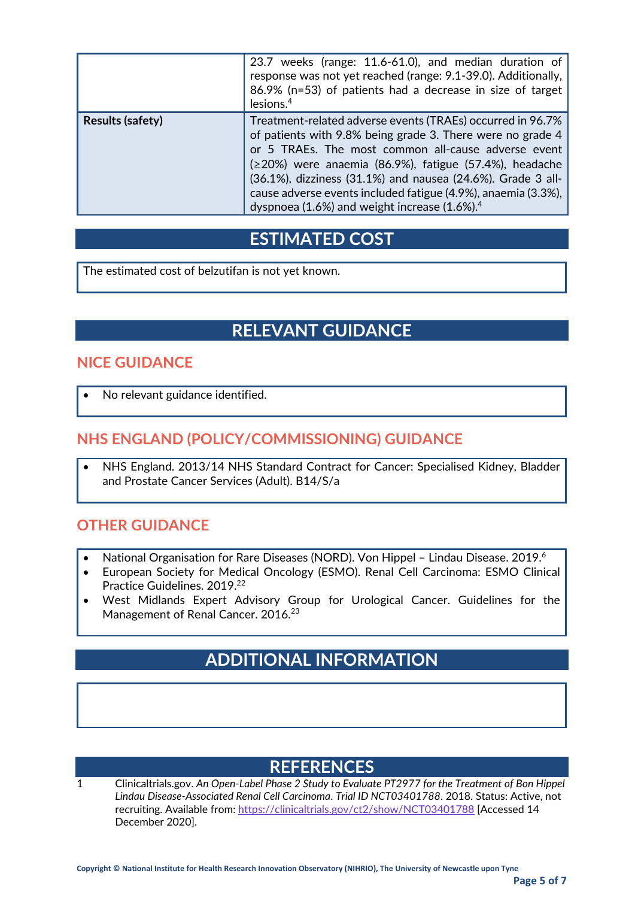|  |  |
|---|---|
|  | 23.7 weeks (range: 11.6-61.0), and median duration of response was not yet reached (range: 9.1-39.0). Additionally, 86.9% (n=53) of patients had a decrease in size of target lesions.[4] |
| **Results (safety)** | Treatment-related adverse events (TRAEs) occurred in 96.7% of patients with 9.8% being grade 3. There were no grade 4 or 5 TRAEs. The most common all-cause adverse event (≥20%) were anaemia (86.9%), fatigue (57.4%), headache (36.1%), dizziness (31.1%) and nausea (24.6%). Grade 3 all-cause adverse events included fatigue (4.9%), anaemia (3.3%), dyspnoea (1.6%) and weight increase (1.6%).[4] |

## ESTIMATED COST

The estimated cost of belzutifan is not yet known.

## RELEVANT GUIDANCE

### NICE GUIDANCE

- No relevant guidance identified.

### NHS ENGLAND (POLICY/COMMISSIONING) GUIDANCE

- NHS England. 2013/14 NHS Standard Contract for Cancer: Specialised Kidney, Bladder and Prostate Cancer Services (Adult). B14/S/a

### OTHER GUIDANCE

- National Organisation for Rare Diseases (NORD). Von Hippel – Lindau Disease. 2019.[6]
- European Society for Medical Oncology (ESMO). Renal Cell Carcinoma: ESMO Clinical Practice Guidelines. 2019.[22]
- West Midlands Expert Advisory Group for Urological Cancer. Guidelines for the Management of Renal Cancer. 2016.[23]

## ADDITIONAL INFORMATION

## REFERENCES

1 Clinicaltrials.gov. *An Open-Label Phase 2 Study to Evaluate PT2977 for the Treatment of Bon Hippel Lindau Disease-Associated Renal Cell Carcinoma*. *Trial ID NCT03401788*. 2018. Status: Active, not recruiting. Available from: https://clinicaltrials.gov/ct2/show/NCT03401788 [Accessed 14 December 2020].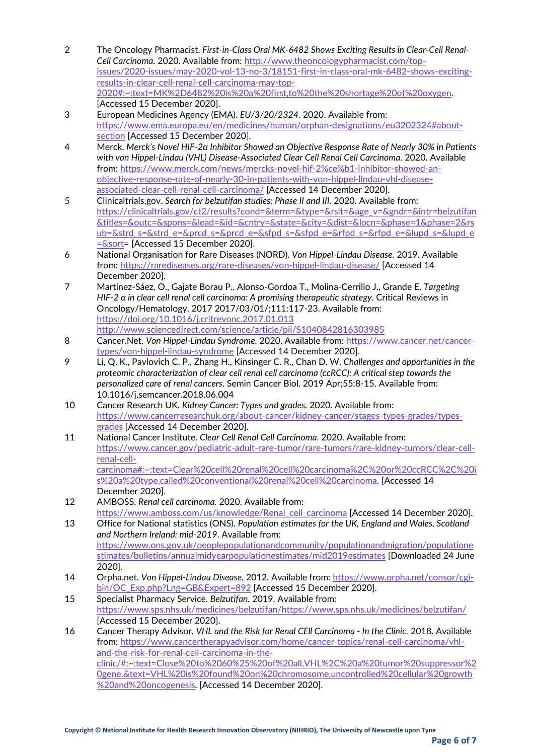2. The Oncology Pharmacist. *First-in-Class Oral MK-6482 Shows Exciting Results in Clear-Cell Renal-Cell Carcinoma.* 2020. Available from: http://www.theoncologypharmacist.com/top-issues/2020-issues/may-2020-vol-13-no-3/18151-first-in-class-oral-mk-6482-shows-exciting-results-in-clear-cell-renal-cell-carcinoma-may-top-2020#:~:text=MK%2D6482%20is%20a%20first,to%20the%20shortage%20of%20oxygen. [Accessed 15 December 2020].
3. European Medicines Agency (EMA). *EU/3/20/2324*. 2020. Available from: https://www.ema.europa.eu/en/medicines/human/orphan-designations/eu3202324#about-section [Accessed 15 December 2020].
4. Merck. *Merck's Novel HIF-2α Inhibitor Showed an Objective Response Rate of Nearly 30% in Patients with von Hippel-Lindau (VHL) Disease-Associated Clear Cell Renal Cell Carcinoma.* 2020. Available from: https://www.merck.com/news/mercks-novel-hif-2%ce%b1-inhibitor-showed-an-objective-response-rate-of-nearly-30-in-patients-with-von-hippel-lindau-vhl-disease-associated-clear-cell-renal-cell-carcinoma/ [Accessed 14 December 2020].
5. Clinicaltrials.gov. *Search for belzutifan studies: Phase II and III.* 2020. Available from: https://clinicaltrials.gov/ct2/results?cond=&term=&type=&rslt=&age_v=&gndr=&intr=belzutifan&titles=&outc=&spons=&lead=&id=&cntry=&state=&city=&dist=&locn=&phase=1&phase=2&rsub=&strd_s=&strd_e=&prcd_s=&prcd_e=&sfpd_s=&sfpd_e=&rfpd_s=&rfpd_e=&lupd_s=&lupd_e=&sort= [Accessed 15 December 2020].
6. National Organisation for Rare Diseases (NORD). *Von Hippel-Lindau Disease.* 2019. Available from: https://rarediseases.org/rare-diseases/von-hippel-lindau-disease/ [Accessed 14 December 2020].
7. Martínez-Sáez, O., Gajate Borau P., Alonso-Gordoa T., Molina-Cerrillo J., Grande E. *Targeting HIF-2 α in clear cell renal cell carcinoma: A promising therapeutic strategy*. Critical Reviews in Oncology/Hematology. 2017 2017/03/01/;111:117-23. Available from: https://doi.org/10.1016/j.critrevonc.2017.01.013 http://www.sciencedirect.com/science/article/pii/S1040842816303985
8. Cancer.Net. *Von Hippel-Lindau Syndrome.* 2020. Available from: https://www.cancer.net/cancer-types/von-hippel-lindau-syndrome [Accessed 14 December 2020].
9. Li, Q. K., Pavlovich C. P., Zhang H., Kinsinger C. R., Chan D. W. *Challenges and opportunities in the proteomic characterization of clear cell renal cell carcinoma (ccRCC): A critical step towards the personalized care of renal cancers*. Semin Cancer Biol. 2019 Apr;55:8-15. Available from: 10.1016/j.semcancer.2018.06.004
10. Cancer Research UK. *Kidney Cancer: Types and grades.* 2020. Available from: https://www.cancerresearchuk.org/about-cancer/kidney-cancer/stages-types-grades/types-grades [Accessed 14 December 2020].
11. National Cancer Institute. *Clear Cell Renal Cell Carcinoma.* 2020. Available from: https://www.cancer.gov/pediatric-adult-rare-tumor/rare-tumors/rare-kidney-tumors/clear-cell-renal-cell-carcinoma#:~:text=Clear%20cell%20renal%20cell%20carcinoma%2C%20or%20ccRCC%2C%20is%20a%20type,called%20conventional%20renal%20cell%20carcinoma. [Accessed 14 December 2020].
12. AMBOSS. *Renal cell carcinoma.* 2020. Available from: https://www.amboss.com/us/knowledge/Renal_cell_carcinoma [Accessed 14 December 2020].
13. Office for National statistics (ONS). *Population estimates for the UK, England and Wales, Scotland and Northern Ireland: mid-2019*. Available from: https://www.ons.gov.uk/peoplepopulationandcommunity/populationandmigration/populationestimates/bulletins/annualmidyearpopulationestimates/mid2019estimates [Downloaded 24 June 2020].
14. Orpha.net. *Von Hippel-Lindau Disease.* 2012. Available from: https://www.orpha.net/consor/cgi-bin/OC_Exp.php?Lng=GB&Expert=892 [Accessed 15 December 2020].
15. Specialist Pharmacy Service. *Belzutifan.* 2019. Available from: https://www.sps.nhs.uk/medicines/belzutifan/https://www.sps.nhs.uk/medicines/belzutifan/ [Accessed 15 December 2020].
16. Cancer Therapy Advisor. *VHL and the Risk for Renal CEll Carcinoma - In the Clinic.* 2018. Available from: https://www.cancertherapyadvisor.com/home/cancer-topics/renal-cell-carcinoma/vhl-and-the-risk-for-renal-cell-carcinoma-in-the-clinic/#:~:text=Close%20to%2060%25%20of%20all,VHL%2C%20a%20tumor%20suppressor%20gene.&text=VHL%20is%20found%20on%20chromosome,uncontrolled%20cellular%20growth%20and%20oncogenesis. [Accessed 14 December 2020].

Copyright © National Institute for Health Research Innovation Observatory (NIHRIO), The University of Newcastle upon Tyne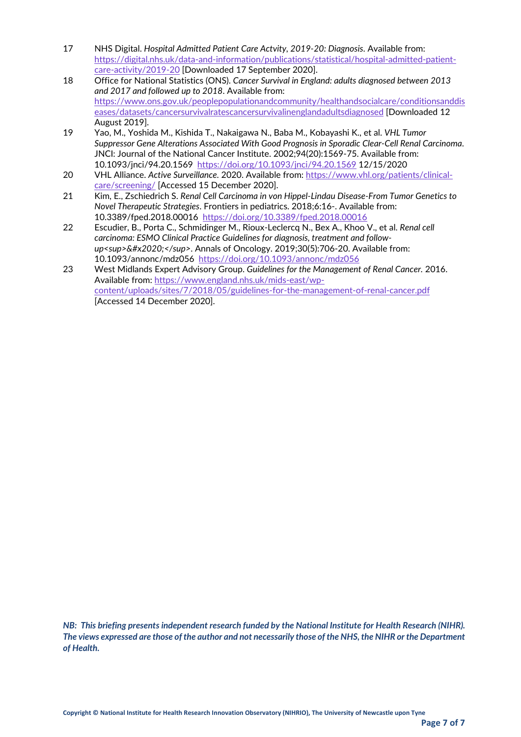17. NHS Digital. *Hospital Admitted Patient Care Actvity, 2019-20: Diagnosis.* Available from: https://digital.nhs.uk/data-and-information/publications/statistical/hospital-admitted-patient-care-activity/2019-20 [Downloaded 17 September 2020].
18. Office for National Statistics (ONS). *Cancer Survival in England: adults diagnosed between 2013 and 2017 and followed up to 2018*. Available from: https://www.ons.gov.uk/peoplepopulationandcommunity/healthandsocialcare/conditionsanddiseases/datasets/cancersurvivalratescancersurvivalinenglandadultsdiagnosed [Downloaded 12 August 2019].
19. Yao, M., Yoshida M., Kishida T., Nakaigawa N., Baba M., Kobayashi K., et al. *VHL Tumor Suppressor Gene Alterations Associated With Good Prognosis in Sporadic Clear-Cell Renal Carcinoma*. JNCI: Journal of the National Cancer Institute. 2002;94(20):1569-75. Available from: 10.1093/jnci/94.20.1569 https://doi.org/10.1093/jnci/94.20.1569 12/15/2020
20. VHL Alliance. *Active Surveillance.* 2020. Available from: https://www.vhl.org/patients/clinical-care/screening/ [Accessed 15 December 2020].
21. Kim, E., Zschiedrich S. *Renal Cell Carcinoma in von Hippel-Lindau Disease-From Tumor Genetics to Novel Therapeutic Strategies*. Frontiers in pediatrics. 2018;6:16-. Available from: 10.3389/fped.2018.00016 https://doi.org/10.3389/fped.2018.00016
22. Escudier, B., Porta C., Schmidinger M., Rioux-Leclercq N., Bex A., Khoo V., et al. *Renal cell carcinoma: ESMO Clinical Practice Guidelines for diagnosis, treatment and follow-up<sup>&#x2020;</sup>*. Annals of Oncology. 2019;30(5):706-20. Available from: 10.1093/annonc/mdz056 https://doi.org/10.1093/annonc/mdz056
23. West Midlands Expert Advisory Group. *Guidelines for the Management of Renal Cancer.* 2016. Available from: https://www.england.nhs.uk/mids-east/wp-content/uploads/sites/7/2018/05/guidelines-for-the-management-of-renal-cancer.pdf [Accessed 14 December 2020].

***NB: This briefing presents independent research funded by the National Institute for Health Research (NIHR). The views expressed are those of the author and not necessarily those of the NHS, the NIHR or the Department of Health.***

**Copyright © National Institute for Health Research Innovation Observatory (NIHRIO), The University of Newcastle upon Tyne**